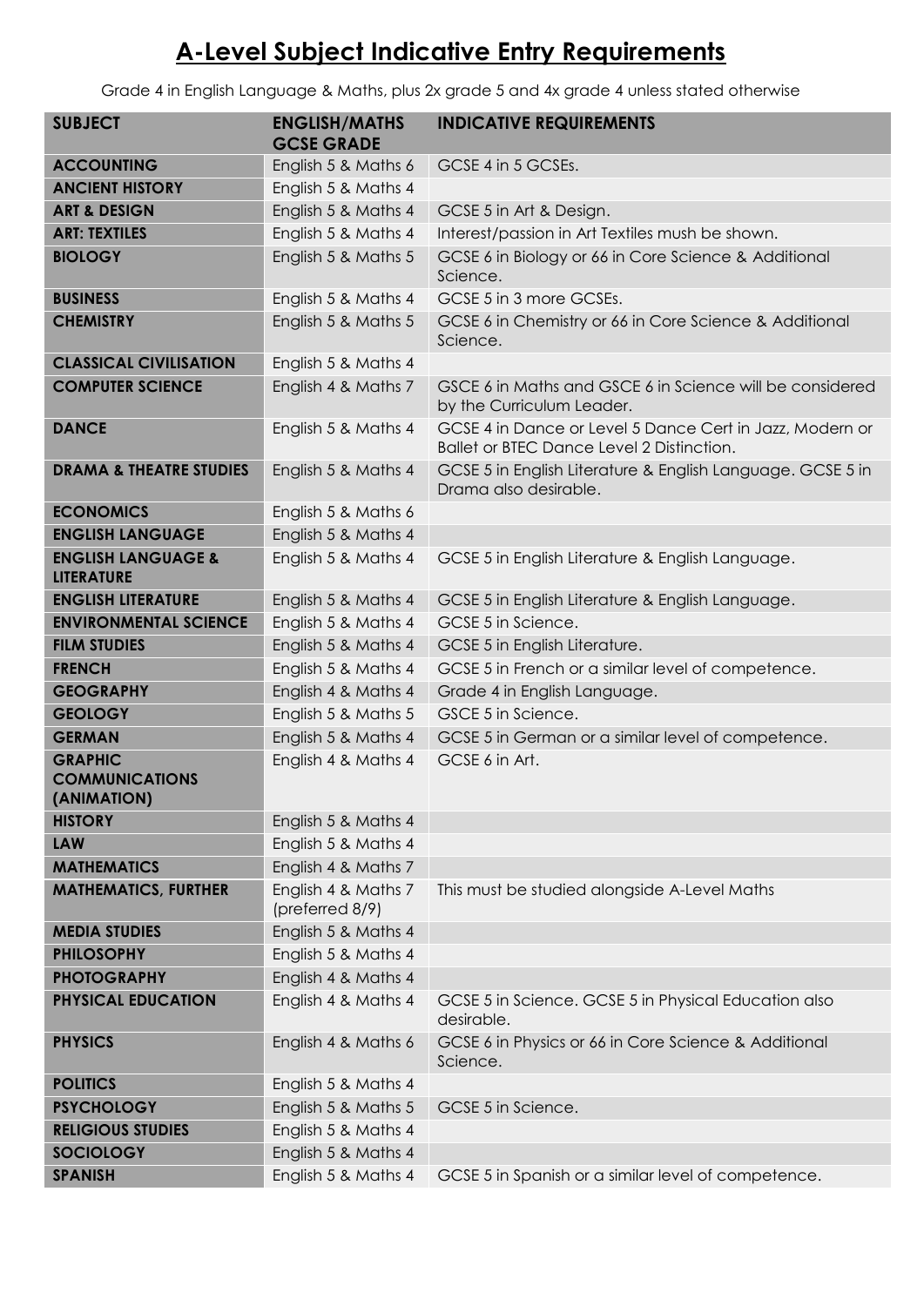# A-Level Subject Indicative Entry Requirements

Grade 4 in English Language & Maths, plus 2x grade 5 and 4x grade 4 unless stated otherwise

| SUBJECT | ENGLISH/MATHS GCSE GRADE | INDICATIVE REQUIREMENTS |
|---|---|---|
| **ACCOUNTING** | English 5 & Maths 6 | GCSE 4 in 5 GCSEs. |
| **ANCIENT HISTORY** | English 5 & Maths 4 | |
| **ART & DESIGN** | English 5 & Maths 4 | GCSE 5 in Art & Design. |
| **ART: TEXTILES** | English 5 & Maths 4 | Interest/passion in Art Textiles mush be shown. |
| **BIOLOGY** | English 5 & Maths 5 | GCSE 6 in Biology or 66 in Core Science & Additional Science. |
| **BUSINESS** | English 5 & Maths 4 | GCSE 5 in 3 more GCSEs. |
| **CHEMISTRY** | English 5 & Maths 5 | GCSE 6 in Chemistry or 66 in Core Science & Additional Science. |
| **CLASSICAL CIVILISATION** | English 5 & Maths 4 | |
| **COMPUTER SCIENCE** | English 4 & Maths 7 | GSCE 6 in Maths and GSCE 6 in Science will be considered by the Curriculum Leader. |
| **DANCE** | English 5 & Maths 4 | GCSE 4 in Dance or Level 5 Dance Cert in Jazz, Modern or Ballet or BTEC Dance Level 2 Distinction. |
| **DRAMA & THEATRE STUDIES** | English 5 & Maths 4 | GCSE 5 in English Literature & English Language. GCSE 5 in Drama also desirable. |
| **ECONOMICS** | English 5 & Maths 6 | |
| **ENGLISH LANGUAGE** | English 5 & Maths 4 | |
| **ENGLISH LANGUAGE & LITERATURE** | English 5 & Maths 4 | GCSE 5 in English Literature & English Language. |
| **ENGLISH LITERATURE** | English 5 & Maths 4 | GCSE 5 in English Literature & English Language. |
| **ENVIRONMENTAL SCIENCE** | English 5 & Maths 4 | GCSE 5 in Science. |
| **FILM STUDIES** | English 5 & Maths 4 | GCSE 5 in English Literature. |
| **FRENCH** | English 5 & Maths 4 | GCSE 5 in French or a similar level of competence. |
| **GEOGRAPHY** | English 4 & Maths 4 | Grade 4 in English Language. |
| **GEOLOGY** | English 5 & Maths 5 | GSCE 5 in Science. |
| **GERMAN** | English 5 & Maths 4 | GCSE 5 in German or a similar level of competence. |
| **GRAPHIC COMMUNICATIONS (ANIMATION)** | English 4 & Maths 4 | GCSE 6 in Art. |
| **HISTORY** | English 5 & Maths 4 | |
| **LAW** | English 5 & Maths 4 | |
| **MATHEMATICS** | English 4 & Maths 7 | |
| **MATHEMATICS, FURTHER** | English 4 & Maths 7 (preferred 8/9) | This must be studied alongside A-Level Maths |
| **MEDIA STUDIES** | English 5 & Maths 4 | |
| **PHILOSOPHY** | English 5 & Maths 4 | |
| **PHOTOGRAPHY** | English 4 & Maths 4 | |
| **PHYSICAL EDUCATION** | English 4 & Maths 4 | GCSE 5 in Science. GCSE 5 in Physical Education also desirable. |
| **PHYSICS** | English 4 & Maths 6 | GCSE 6 in Physics or 66 in Core Science & Additional Science. |
| **POLITICS** | English 5 & Maths 4 | |
| **PSYCHOLOGY** | English 5 & Maths 5 | GCSE 5 in Science. |
| **RELIGIOUS STUDIES** | English 5 & Maths 4 | |
| **SOCIOLOGY** | English 5 & Maths 4 | |
| **SPANISH** | English 5 & Maths 4 | GCSE 5 in Spanish or a similar level of competence. |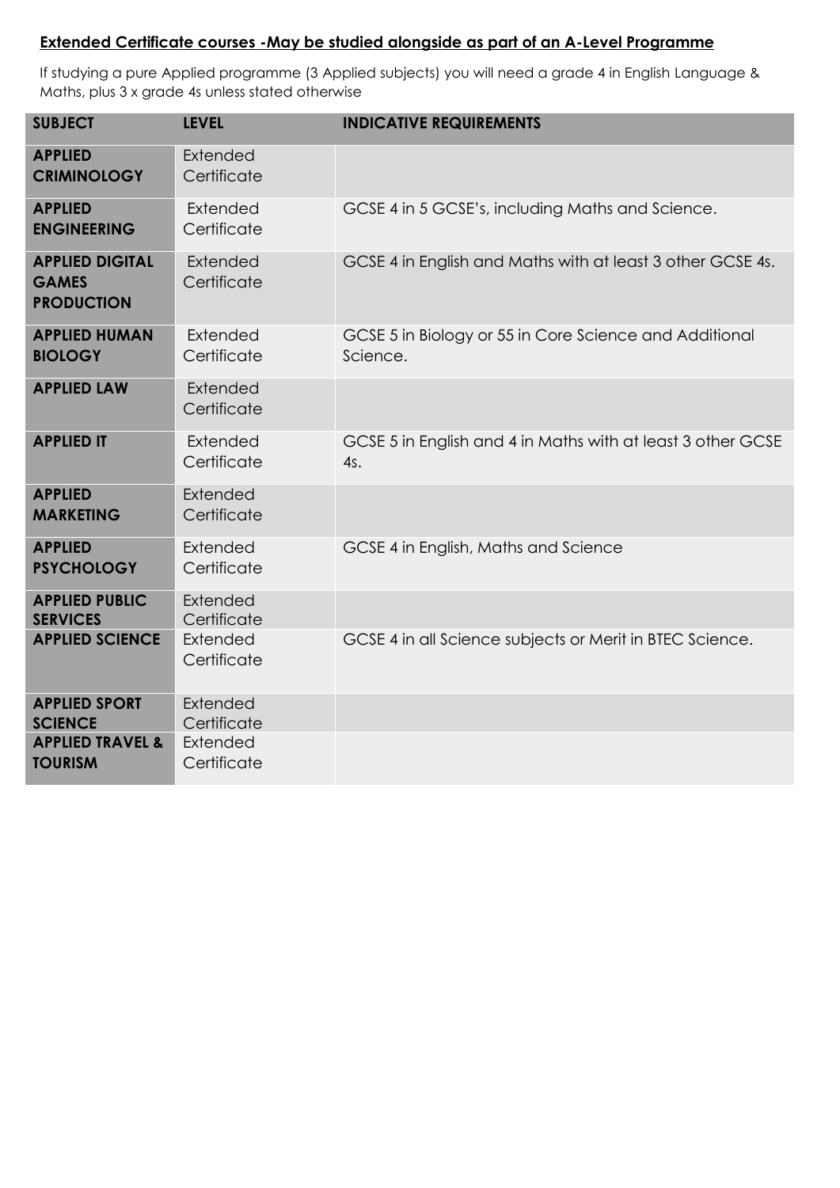**Extended Certificate courses -May be studied alongside as part of an A-Level Programme**

If studying a pure Applied programme (3 Applied subjects) you will need a grade 4 in English Language & Maths, plus 3 x grade 4s unless stated otherwise

| SUBJECT | LEVEL | INDICATIVE REQUIREMENTS |
|---|---|---|
| **APPLIED CRIMINOLOGY** | Extended Certificate | |
| **APPLIED ENGINEERING** | Extended Certificate | GCSE 4 in 5 GCSE's, including Maths and Science. |
| **APPLIED DIGITAL GAMES PRODUCTION** | Extended Certificate | GCSE 4 in English and Maths with at least 3 other GCSE 4s. |
| **APPLIED HUMAN BIOLOGY** | Extended Certificate | GCSE 5 in Biology or 55 in Core Science and Additional Science. |
| **APPLIED LAW** | Extended Certificate | |
| **APPLIED IT** | Extended Certificate | GCSE 5 in English and 4 in Maths with at least 3 other GCSE 4s. |
| **APPLIED MARKETING** | Extended Certificate | |
| **APPLIED PSYCHOLOGY** | Extended Certificate | GCSE 4 in English, Maths and Science |
| **APPLIED PUBLIC SERVICES** | Extended Certificate | |
| **APPLIED SCIENCE** | Extended Certificate | GCSE 4 in all Science subjects or Merit in BTEC Science. |
| **APPLIED SPORT SCIENCE** | Extended Certificate | |
| **APPLIED TRAVEL & TOURISM** | Extended Certificate | |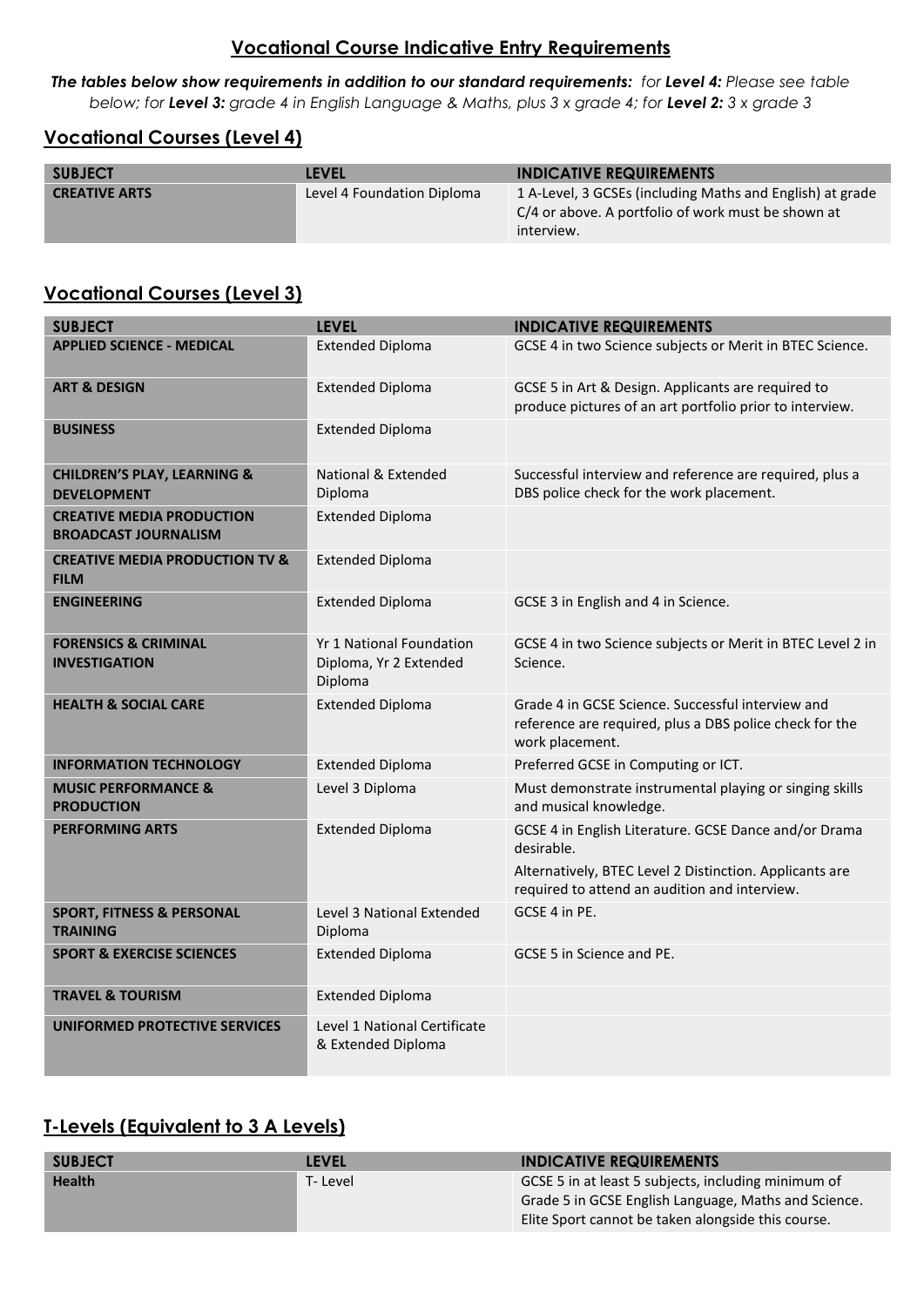## Vocational Course Indicative Entry Requirements

***The tables below show requirements in addition to our standard requirements:** for **Level 4:** Please see table below; for **Level 3:** grade 4 in English Language & Maths, plus 3 x grade 4; for **Level 2:** 3 x grade 3*

## Vocational Courses (Level 4)

| SUBJECT | LEVEL | INDICATIVE REQUIREMENTS |
|---|---|---|
| **CREATIVE ARTS** | Level 4 Foundation Diploma | 1 A-Level, 3 GCSEs (including Maths and English) at grade C/4 or above. A portfolio of work must be shown at interview. |

## Vocational Courses (Level 3)

| SUBJECT | LEVEL | INDICATIVE REQUIREMENTS |
|---|---|---|
| **APPLIED SCIENCE - MEDICAL** | Extended Diploma | GCSE 4 in two Science subjects or Merit in BTEC Science. |
| **ART & DESIGN** | Extended Diploma | GCSE 5 in Art & Design. Applicants are required to produce pictures of an art portfolio prior to interview. |
| **BUSINESS** | Extended Diploma | |
| **CHILDREN'S PLAY, LEARNING & DEVELOPMENT** | National & Extended Diploma | Successful interview and reference are required, plus a DBS police check for the work placement. |
| **CREATIVE MEDIA PRODUCTION BROADCAST JOURNALISM** | Extended Diploma | |
| **CREATIVE MEDIA PRODUCTION TV & FILM** | Extended Diploma | |
| **ENGINEERING** | Extended Diploma | GCSE 3 in English and 4 in Science. |
| **FORENSICS & CRIMINAL INVESTIGATION** | Yr 1 National Foundation Diploma, Yr 2 Extended Diploma | GCSE 4 in two Science subjects or Merit in BTEC Level 2 in Science. |
| **HEALTH & SOCIAL CARE** | Extended Diploma | Grade 4 in GCSE Science. Successful interview and reference are required, plus a DBS police check for the work placement. |
| **INFORMATION TECHNOLOGY** | Extended Diploma | Preferred GCSE in Computing or ICT. |
| **MUSIC PERFORMANCE & PRODUCTION** | Level 3 Diploma | Must demonstrate instrumental playing or singing skills and musical knowledge. |
| **PERFORMING ARTS** | Extended Diploma | GCSE 4 in English Literature. GCSE Dance and/or Drama desirable. Alternatively, BTEC Level 2 Distinction. Applicants are required to attend an audition and interview. |
| **SPORT, FITNESS & PERSONAL TRAINING** | Level 3 National Extended Diploma | GCSE 4 in PE. |
| **SPORT & EXERCISE SCIENCES** | Extended Diploma | GCSE 5 in Science and PE. |
| **TRAVEL & TOURISM** | Extended Diploma | |
| **UNIFORMED PROTECTIVE SERVICES** | Level 1 National Certificate & Extended Diploma | |

## T-Levels (Equivalent to 3 A Levels)

| SUBJECT | LEVEL | INDICATIVE REQUIREMENTS |
|---|---|---|
| **Health** | T- Level | GCSE 5 in at least 5 subjects, including minimum of Grade 5 in GCSE English Language, Maths and Science. Elite Sport cannot be taken alongside this course. |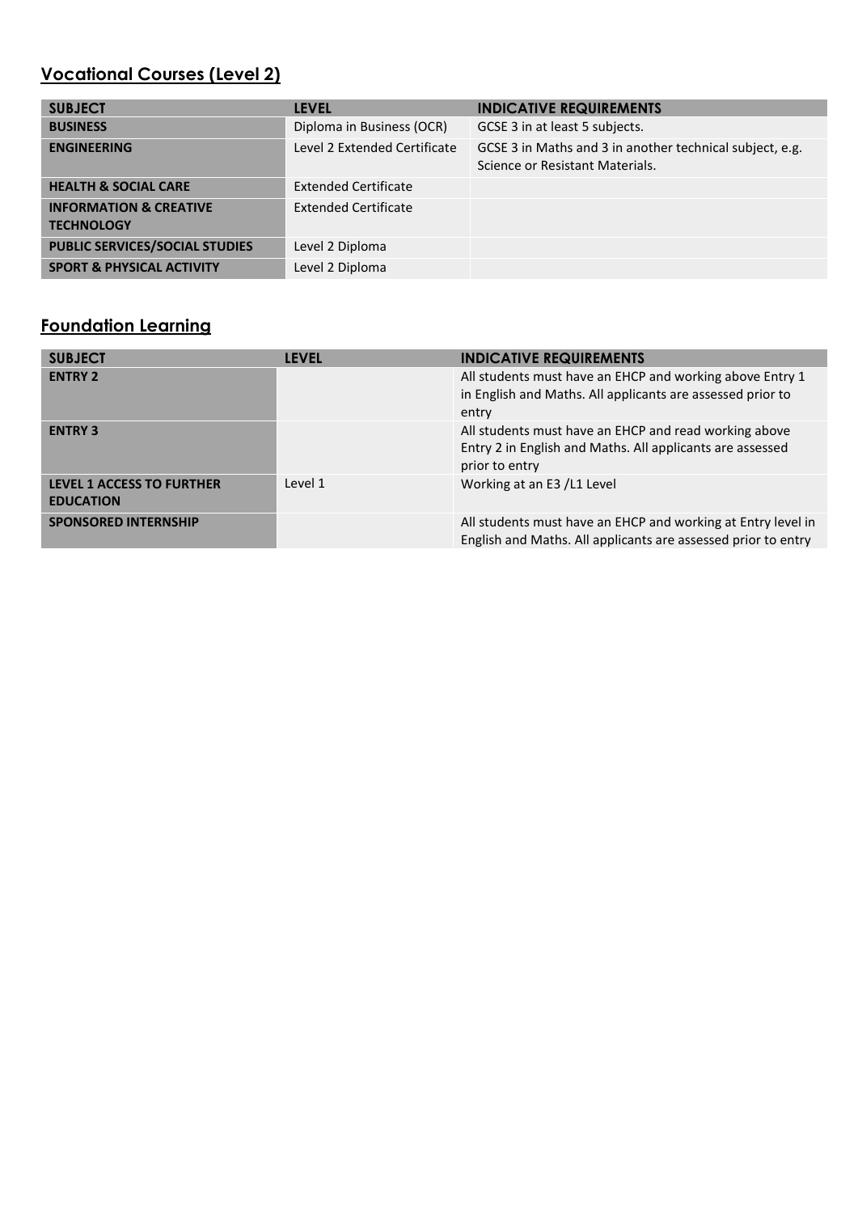## Vocational Courses (Level 2)

| SUBJECT | LEVEL | INDICATIVE REQUIREMENTS |
|---|---|---|
| **BUSINESS** | Diploma in Business (OCR) | GCSE 3 in at least 5 subjects. |
| **ENGINEERING** | Level 2 Extended Certificate | GCSE 3 in Maths and 3 in another technical subject, e.g. Science or Resistant Materials. |
| **HEALTH & SOCIAL CARE** | Extended Certificate | |
| **INFORMATION & CREATIVE TECHNOLOGY** | Extended Certificate | |
| **PUBLIC SERVICES/SOCIAL STUDIES** | Level 2 Diploma | |
| **SPORT & PHYSICAL ACTIVITY** | Level 2 Diploma | |

## Foundation Learning

| SUBJECT | LEVEL | INDICATIVE REQUIREMENTS |
|---|---|---|
| **ENTRY 2** | | All students must have an EHCP and working above Entry 1 in English and Maths. All applicants are assessed prior to entry |
| **ENTRY 3** | | All students must have an EHCP and read working above Entry 2 in English and Maths. All applicants are assessed prior to entry |
| **LEVEL 1 ACCESS TO FURTHER EDUCATION** | Level 1 | Working at an E3 /L1 Level |
| **SPONSORED INTERNSHIP** | | All students must have an EHCP and working at Entry level in English and Maths. All applicants are assessed prior to entry |